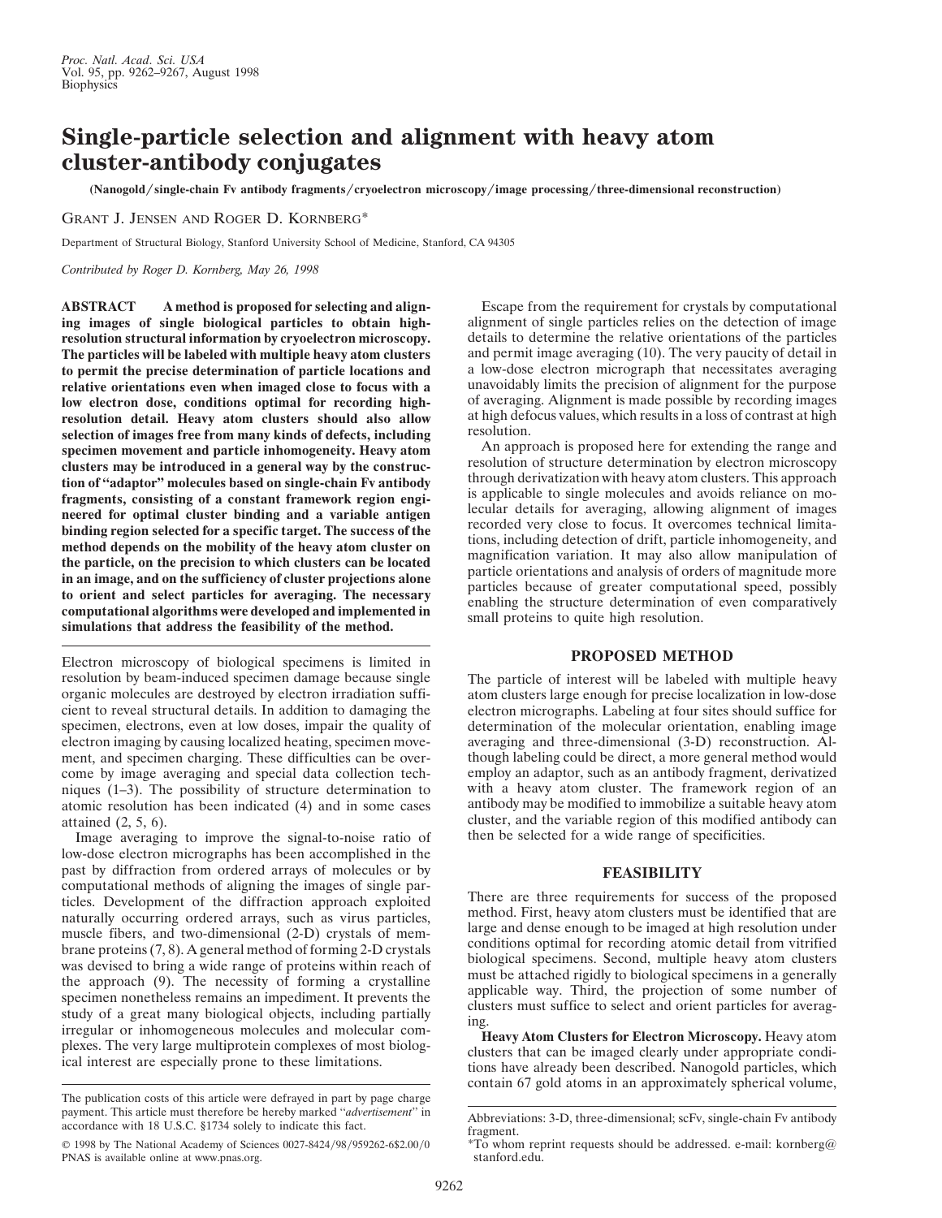# Single-particle selection and alignment with heavy atom cluster-antibody conjugates

(Nanogold/single-chain Fv antibody fragments/cryoelectron microscopy/image processing/three-dimensional reconstruction)

GRANT J. JENSEN AND ROGER D. KORNBERG*

Department of Structural Biology, Stanford University School of Medicine, Stanford, CA 94305

*Contributed by Roger D. Kornberg, May 26, 1998*

**ABSTRACT A method is proposed for selecting and aligning images of single biological particles to obtain high-resolution structural information by cryoelectron microscopy. The particles will be labeled with multiple heavy atom clusters to permit the precise determination of particle locations and relative orientations even when imaged close to focus with a low electron dose, conditions optimal for recording high-resolution detail. Heavy atom clusters should also allow selection of images free from many kinds of defects, including specimen movement and particle inhomogeneity. Heavy atom clusters may be introduced in a general way by the construction of "adaptor" molecules based on single-chain Fv antibody fragments, consisting of a constant framework region engineered for optimal cluster binding and a variable antigen binding region selected for a specific target. The success of the method depends on the mobility of the heavy atom cluster on the particle, on the precision to which clusters can be located in an image, and on the sufficiency of cluster projections alone to orient and select particles for averaging. The necessary computational algorithms were developed and implemented in simulations that address the feasibility of the method.**

Electron microscopy of biological specimens is limited in resolution by beam-induced specimen damage because single organic molecules are destroyed by electron irradiation sufficient to reveal structural details. In addition to damaging the specimen, electrons, even at low doses, impair the quality of electron imaging by causing localized heating, specimen movement, and specimen charging. These difficulties can be overcome by image averaging and special data collection techniques (1–3). The possibility of structure determination to atomic resolution has been indicated (4) and in some cases attained (2, 5, 6).

Image averaging to improve the signal-to-noise ratio of low-dose electron micrographs has been accomplished in the past by diffraction from ordered arrays of molecules or by computational methods of aligning the images of single particles. Development of the diffraction approach exploited naturally occurring ordered arrays, such as virus particles, muscle fibers, and two-dimensional (2-D) crystals of membrane proteins (7, 8). A general method of forming 2-D crystals was devised to bring a wide range of proteins within reach of the approach (9). The necessity of forming a crystalline specimen nonetheless remains an impediment. It prevents the study of a great many biological objects, including partially irregular or inhomogeneous molecules and molecular complexes. The very large multiprotein complexes of most biological interest are especially prone to these limitations.

Escape from the requirement for crystals by computational alignment of single particles relies on the detection of image details to determine the relative orientations of the particles and permit image averaging (10). The very paucity of detail in a low-dose electron micrograph that necessitates averaging unavoidably limits the precision of alignment for the purpose of averaging. Alignment is made possible by recording images at high defocus values, which results in a loss of contrast at high resolution.

An approach is proposed here for extending the range and resolution of structure determination by electron microscopy through derivatization with heavy atom clusters. This approach is applicable to single molecules and avoids reliance on molecular details for averaging, allowing alignment of images recorded very close to focus. It overcomes technical limitations, including detection of drift, particle inhomogeneity, and magnification variation. It may also allow manipulation of particle orientations and analysis of orders of magnitude more particles because of greater computational speed, possibly enabling the structure determination of even comparatively small proteins to quite high resolution.

## PROPOSED METHOD

The particle of interest will be labeled with multiple heavy atom clusters large enough for precise localization in low-dose electron micrographs. Labeling at four sites should suffice for determination of the molecular orientation, enabling image averaging and three-dimensional (3-D) reconstruction. Although labeling could be direct, a more general method would employ an adaptor, such as an antibody fragment, derivatized with a heavy atom cluster. The framework region of an antibody may be modified to immobilize a suitable heavy atom cluster, and the variable region of this modified antibody can then be selected for a wide range of specificities.

## FEASIBILITY

There are three requirements for success of the proposed method. First, heavy atom clusters must be identified that are large and dense enough to be imaged at high resolution under conditions optimal for recording atomic detail from vitrified biological specimens. Second, multiple heavy atom clusters must be attached rigidly to biological specimens in a generally applicable way. Third, the projection of some number of clusters must suffice to select and orient particles for averaging.

**Heavy Atom Clusters for Electron Microscopy.** Heavy atom clusters that can be imaged clearly under appropriate conditions have already been described. Nanogold particles, which contain 67 gold atoms in an approximately spherical volume,

The publication costs of this article were defrayed in part by page charge payment. This article must therefore be hereby marked "*advertisement*" in accordance with 18 U.S.C. §1734 solely to indicate this fact.

© 1998 by The National Academy of Sciences 0027-8424/98/959262-6$2.00/0
PNAS is available online at www.pnas.org.

Abbreviations: 3-D, three-dimensional; scFv, single-chain Fv antibody fragment.

*To whom reprint requests should be addressed. e-mail: kornberg@stanford.edu.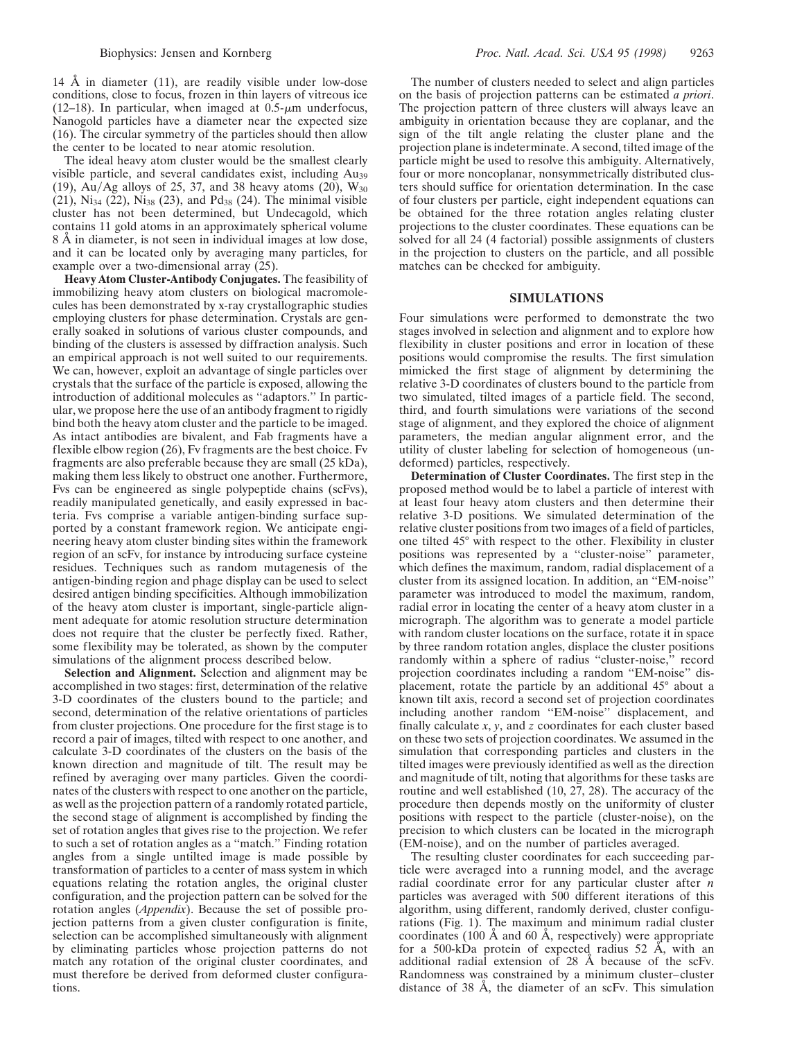14 Å in diameter (11), are readily visible under low-dose conditions, close to focus, frozen in thin layers of vitreous ice (12–18). In particular, when imaged at 0.5-$\mu$m underfocus, Nanogold particles have a diameter near the expected size (16). The circular symmetry of the particles should then allow the center to be located to near atomic resolution.

The ideal heavy atom cluster would be the smallest clearly visible particle, and several candidates exist, including $Au_{39}$ (19), Au/Ag alloys of 25, 37, and 38 heavy atoms (20), $W_{30}$ (21), $Ni_{34}$ (22), $Ni_{38}$ (23), and $Pd_{38}$ (24). The minimal visible cluster has not been determined, but Undecagold, which contains 11 gold atoms in an approximately spherical volume 8 Å in diameter, is not seen in individual images at low dose, and it can be located only by averaging many particles, for example over a two-dimensional array (25).

**Heavy Atom Cluster-Antibody Conjugates.** The feasibility of immobilizing heavy atom clusters on biological macromolecules has been demonstrated by x-ray crystallographic studies employing clusters for phase determination. Crystals are generally soaked in solutions of various cluster compounds, and binding of the clusters is assessed by diffraction analysis. Such an empirical approach is not well suited to our requirements. We can, however, exploit an advantage of single particles over crystals that the surface of the particle is exposed, allowing the introduction of additional molecules as "adaptors." In particular, we propose here the use of an antibody fragment to rigidly bind both the heavy atom cluster and the particle to be imaged. As intact antibodies are bivalent, and Fab fragments have a flexible elbow region (26), Fv fragments are the best choice. Fv fragments are also preferable because they are small (25 kDa), making them less likely to obstruct one another. Furthermore, Fvs can be engineered as single polypeptide chains (scFvs), readily manipulated genetically, and easily expressed in bacteria. Fvs comprise a variable antigen-binding surface supported by a constant framework region. We anticipate engineering heavy atom cluster binding sites within the framework region of an scFv, for instance by introducing surface cysteine residues. Techniques such as random mutagenesis of the antigen-binding region and phage display can be used to select desired antigen binding specificities. Although immobilization of the heavy atom cluster is important, single-particle alignment adequate for atomic resolution structure determination does not require that the cluster be perfectly fixed. Rather, some flexibility may be tolerated, as shown by the computer simulations of the alignment process described below.

**Selection and Alignment.** Selection and alignment may be accomplished in two stages: first, determination of the relative 3-D coordinates of the clusters bound to the particle; and second, determination of the relative orientations of particles from cluster projections. One procedure for the first stage is to record a pair of images, tilted with respect to one another, and calculate 3-D coordinates of the clusters on the basis of the known direction and magnitude of tilt. The result may be refined by averaging over many particles. Given the coordinates of the clusters with respect to one another on the particle, as well as the projection pattern of a randomly rotated particle, the second stage of alignment is accomplished by finding the set of rotation angles that gives rise to the projection. We refer to such a set of rotation angles as a "match." Finding rotation angles from a single untilted image is made possible by transformation of particles to a center of mass system in which equations relating the rotation angles, the original cluster configuration, and the projection pattern can be solved for the rotation angles (*Appendix*). Because the set of possible projection patterns from a given cluster configuration is finite, selection can be accomplished simultaneously with alignment by eliminating particles whose projection patterns do not match any rotation of the original cluster coordinates, and must therefore be derived from deformed cluster configurations.

The number of clusters needed to select and align particles on the basis of projection patterns can be estimated *a priori*. The projection pattern of three clusters will always leave an ambiguity in orientation because they are coplanar, and the sign of the tilt angle relating the cluster plane and the projection plane is indeterminate. A second, tilted image of the particle might be used to resolve this ambiguity. Alternatively, four or more noncoplanar, nonsymmetrically distributed clusters should suffice for orientation determination. In the case of four clusters per particle, eight independent equations can be obtained for the three rotation angles relating cluster projections to the cluster coordinates. These equations can be solved for all 24 (4 factorial) possible assignments of clusters in the projection to clusters on the particle, and all possible matches can be checked for ambiguity.

## SIMULATIONS

Four simulations were performed to demonstrate the two stages involved in selection and alignment and to explore how flexibility in cluster positions and error in location of these positions would compromise the results. The first simulation mimicked the first stage of alignment by determining the relative 3-D coordinates of clusters bound to the particle from two simulated, tilted images of a particle field. The second, third, and fourth simulations were variations of the second stage of alignment, and they explored the choice of alignment parameters, the median angular alignment error, and the utility of cluster labeling for selection of homogeneous (undeformed) particles, respectively.

**Determination of Cluster Coordinates.** The first step in the proposed method would be to label a particle of interest with at least four heavy atom clusters and then determine their relative 3-D positions. We simulated determination of the relative cluster positions from two images of a field of particles, one tilted 45° with respect to the other. Flexibility in cluster positions was represented by a "cluster-noise" parameter, which defines the maximum, random, radial displacement of a cluster from its assigned location. In addition, an "EM-noise" parameter was introduced to model the maximum, random, radial error in locating the center of a heavy atom cluster in a micrograph. The algorithm was to generate a model particle with random cluster locations on the surface, rotate it in space by three random rotation angles, displace the cluster positions randomly within a sphere of radius "cluster-noise," record projection coordinates including a random "EM-noise" displacement, rotate the particle by an additional 45° about a known tilt axis, record a second set of projection coordinates including another random "EM-noise" displacement, and finally calculate *x*, *y*, and *z* coordinates for each cluster based on these two sets of projection coordinates. We assumed in the simulation that corresponding particles and clusters in the tilted images were previously identified as well as the direction and magnitude of tilt, noting that algorithms for these tasks are routine and well established (10, 27, 28). The accuracy of the procedure then depends mostly on the uniformity of cluster positions with respect to the particle (cluster-noise), on the precision to which clusters can be located in the micrograph (EM-noise), and on the number of particles averaged.

The resulting cluster coordinates for each succeeding particle were averaged into a running model, and the average radial coordinate error for any particular cluster after *n* particles was averaged with 500 different iterations of this algorithm, using different, randomly derived, cluster configurations (Fig. 1). The maximum and minimum radial cluster coordinates (100 Å and 60 Å, respectively) were appropriate for a 500-kDa protein of expected radius 52 Å, with an additional radial extension of 28 Å because of the scFv. Randomness was constrained by a minimum cluster–cluster distance of 38 Å, the diameter of an scFv. This simulation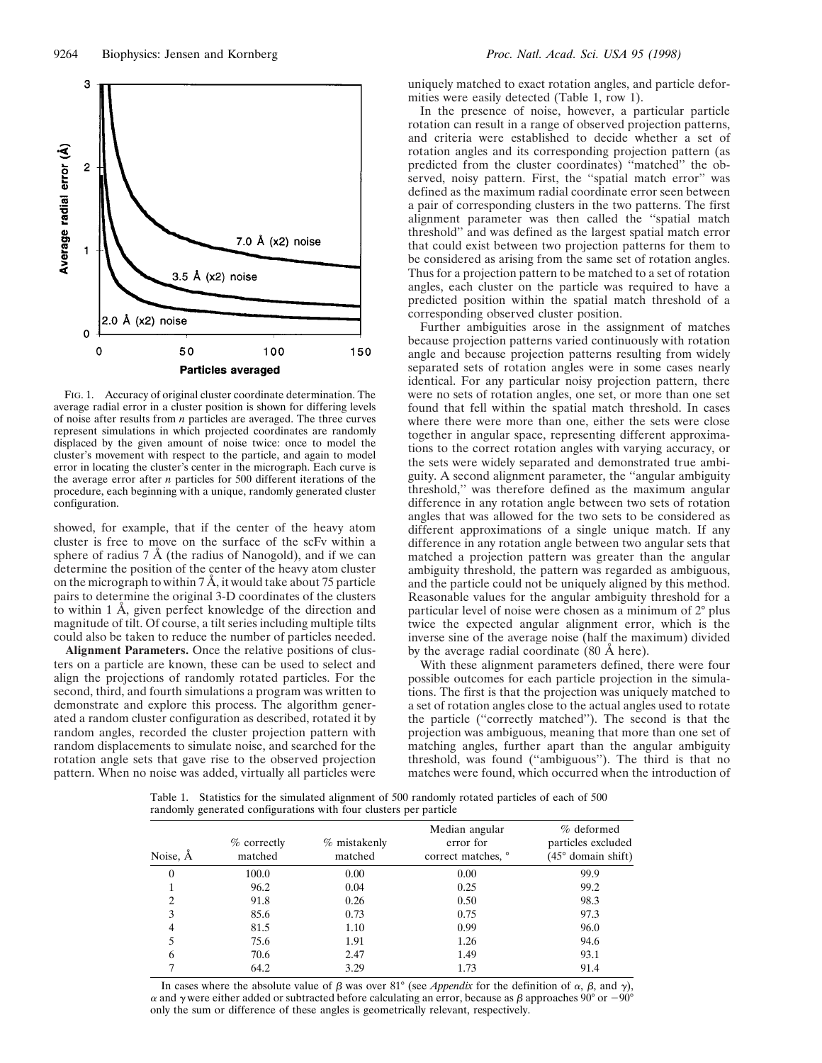3

2

1

0

Average radial error (Å)

7.0 Å (x2) noise

3.5 Å (x2) noise

2.0 Å (x2) noise

0 50 100 150

Particles averaged

FIG. 1. Accuracy of original cluster coordinate determination. The average radial error in a cluster position is shown for differing levels of noise after results from *n* particles are averaged. The three curves represent simulations in which projected coordinates are randomly displaced by the given amount of noise twice: once to model the cluster's movement with respect to the particle, and again to model error in locating the cluster's center in the micrograph. Each curve is the average error after *n* particles for 500 different iterations of the procedure, each beginning with a unique, randomly generated cluster configuration.

showed, for example, that if the center of the heavy atom cluster is free to move on the surface of the scFv within a sphere of radius 7 Å (the radius of Nanogold), and if we can determine the position of the center of the heavy atom cluster on the micrograph to within 7 Å, it would take about 75 particle pairs to determine the original 3-D coordinates of the clusters to within 1 Å, given perfect knowledge of the direction and magnitude of tilt. Of course, a tilt series including multiple tilts could also be taken to reduce the number of particles needed.

**Alignment Parameters.** Once the relative positions of clusters on a particle are known, these can be used to select and align the projections of randomly rotated particles. For the second, third, and fourth simulations a program was written to demonstrate and explore this process. The algorithm generated a random cluster configuration as described, rotated it by random angles, recorded the cluster projection pattern with random displacements to simulate noise, and searched for the rotation angle sets that gave rise to the observed projection pattern. When no noise was added, virtually all particles were uniquely matched to exact rotation angles, and particle deformities were easily detected (Table 1, row 1).

In the presence of noise, however, a particular particle rotation can result in a range of observed projection patterns, and criteria were established to decide whether a set of rotation angles and its corresponding projection pattern (as predicted from the cluster coordinates) "matched" the observed, noisy pattern. First, the "spatial match error" was defined as the maximum radial coordinate error seen between a pair of corresponding clusters in the two patterns. The first alignment parameter was then called the "spatial match threshold" and was defined as the largest spatial match error that could exist between two projection patterns for them to be considered as arising from the same set of rotation angles. Thus for a projection pattern to be matched to a set of rotation angles, each cluster on the particle was required to have a predicted position within the spatial match threshold of a corresponding observed cluster position.

Further ambiguities arose in the assignment of matches because projection patterns varied continuously with rotation angle and because projection patterns resulting from widely separated sets of rotation angles were in some cases nearly identical. For any particular noisy projection pattern, there were no sets of rotation angles, one set, or more than one set found that fell within the spatial match threshold. In cases where there were more than one, either the sets were close together in angular space, representing different approximations to the correct rotation angles with varying accuracy, or the sets were widely separated and demonstrated true ambiguity. A second alignment parameter, the "angular ambiguity threshold," was therefore defined as the maximum angular difference in any rotation angle between two sets of rotation angles that was allowed for the two sets to be considered as different approximations of a single unique match. If any difference in any rotation angle between two angular sets that matched a projection pattern was greater than the angular ambiguity threshold, the pattern was regarded as ambiguous, and the particle could not be uniquely aligned by this method. Reasonable values for the angular ambiguity threshold for a particular level of noise were chosen as a minimum of 2° plus twice the expected angular alignment error, which is the inverse sine of the average noise (half the maximum) divided by the average radial coordinate (80 Å here).

With these alignment parameters defined, there were four possible outcomes for each particle projection in the simulations. The first is that the projection was uniquely matched to a set of rotation angles close to the actual angles used to rotate the particle ("correctly matched"). The second is that the projection was ambiguous, meaning that more than one set of matching angles, further apart than the angular ambiguity threshold, was found ("ambiguous"). The third is that no matches were found, which occurred when the introduction of

Table 1. Statistics for the simulated alignment of 500 randomly rotated particles of each of 500 randomly generated configurations with four clusters per particle

| Noise, Å | % correctly matched | % mistakenly matched | Median angular error for correct matches, ° | % deformed particles excluded (45° domain shift) |
|---|---|---|---|---|
| 0 | 100.0 | 0.00 | 0.00 | 99.9 |
| 1 | 96.2 | 0.04 | 0.25 | 99.2 |
| 2 | 91.8 | 0.26 | 0.50 | 98.3 |
| 3 | 85.6 | 0.73 | 0.75 | 97.3 |
| 4 | 81.5 | 1.10 | 0.99 | 96.0 |
| 5 | 75.6 | 1.91 | 1.26 | 94.6 |
| 6 | 70.6 | 2.47 | 1.49 | 93.1 |
| 7 | 64.2 | 3.29 | 1.73 | 91.4 |

In cases where the absolute value of $\beta$ was over 81° (see *Appendix* for the definition of $\alpha$, $\beta$, and $\gamma$), $\alpha$ and $\gamma$ were either added or subtracted before calculating an error, because as $\beta$ approaches 90° or −90° only the sum or difference of these angles is geometrically relevant, respectively.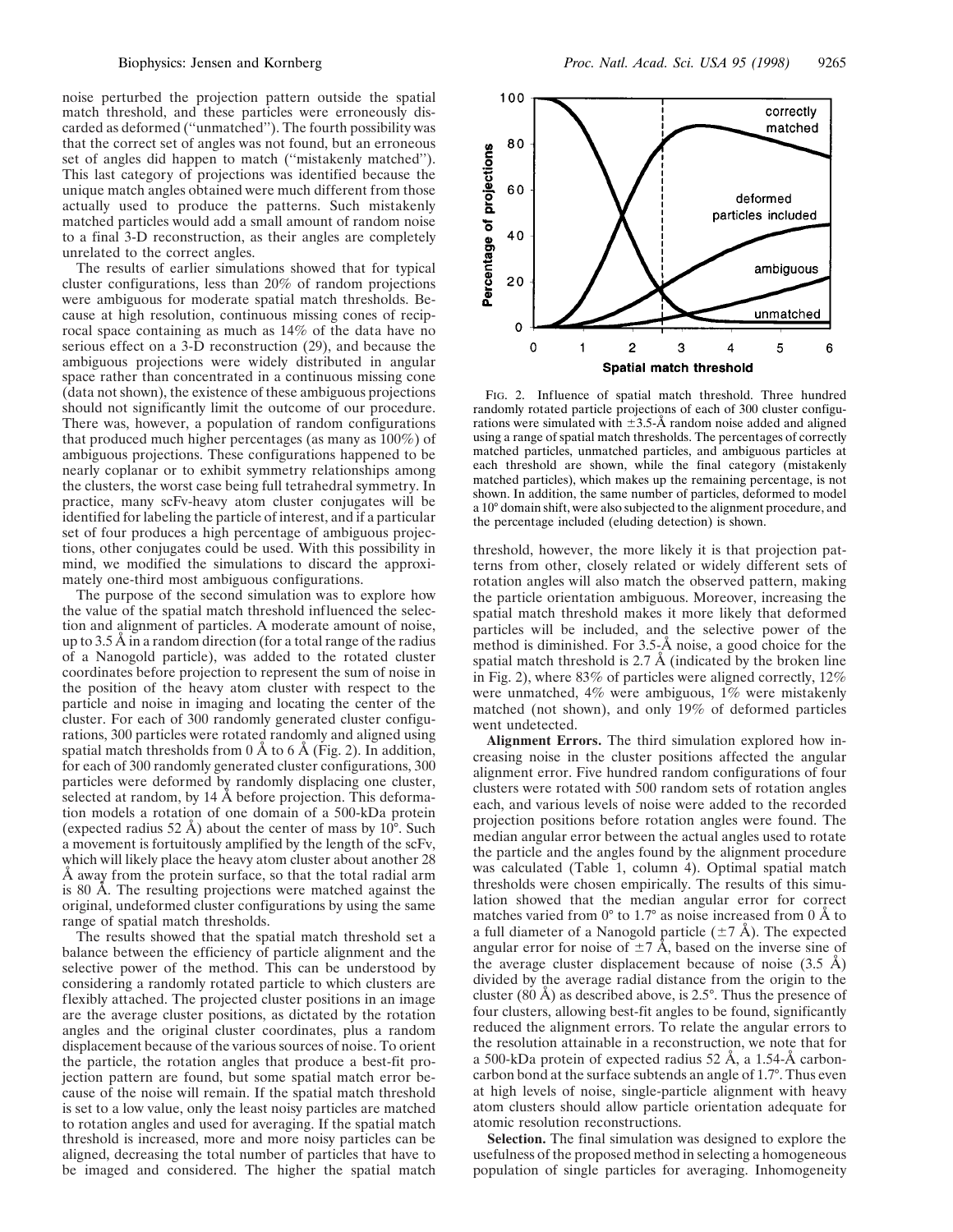noise perturbed the projection pattern outside the spatial match threshold, and these particles were erroneously discarded as deformed ("unmatched"). The fourth possibility was that the correct set of angles was not found, but an erroneous set of angles did happen to match ("mistakenly matched"). This last category of projections was identified because the unique match angles obtained were much different from those actually used to produce the patterns. Such mistakenly matched particles would add a small amount of random noise to a final 3-D reconstruction, as their angles are completely unrelated to the correct angles.

The results of earlier simulations showed that for typical cluster configurations, less than 20% of random projections were ambiguous for moderate spatial match thresholds. Because at high resolution, continuous missing cones of reciprocal space containing as much as 14% of the data have no serious effect on a 3-D reconstruction (29), and because the ambiguous projections were widely distributed in angular space rather than concentrated in a continuous missing cone (data not shown), the existence of these ambiguous projections should not significantly limit the outcome of our procedure. There was, however, a population of random configurations that produced much higher percentages (as many as 100%) of ambiguous projections. These configurations happened to be nearly coplanar or to exhibit symmetry relationships among the clusters, the worst case being full tetrahedral symmetry. In practice, many scFv-heavy atom cluster conjugates will be identified for labeling the particle of interest, and if a particular set of four produces a high percentage of ambiguous projections, other conjugates could be used. With this possibility in mind, we modified the simulations to discard the approximately one-third most ambiguous configurations.

The purpose of the second simulation was to explore how the value of the spatial match threshold influenced the selection and alignment of particles. A moderate amount of noise, up to 3.5 Å in a random direction (for a total range of the radius of a Nanogold particle), was added to the rotated cluster coordinates before projection to represent the sum of noise in the position of the heavy atom cluster with respect to the particle and noise in imaging and locating the center of the cluster. For each of 300 randomly generated cluster configurations, 300 particles were rotated randomly and aligned using spatial match thresholds from 0 Å to 6 Å (Fig. 2). In addition, for each of 300 randomly generated cluster configurations, 300 particles were deformed by randomly displacing one cluster, selected at random, by 14 Å before projection. This deformation models a rotation of one domain of a 500-kDa protein (expected radius 52 Å) about the center of mass by 10°. Such a movement is fortuitously amplified by the length of the scFv, which will likely place the heavy atom cluster about another 28 Å away from the protein surface, so that the total radial arm is 80 Å. The resulting projections were matched against the original, undeformed cluster configurations by using the same range of spatial match thresholds.

The results showed that the spatial match threshold set a balance between the efficiency of particle alignment and the selective power of the method. This can be understood by considering a randomly rotated particle to which clusters are flexibly attached. The projected cluster positions in an image are the average cluster positions, as dictated by the rotation angles and the original cluster coordinates, plus a random displacement because of the various sources of noise. To orient the particle, the rotation angles that produce a best-fit projection pattern are found, but some spatial match error because of the noise will remain. If the spatial match threshold is set to a low value, only the least noisy particles are matched to rotation angles and used for averaging. If the spatial match threshold is increased, more and more noisy particles can be aligned, decreasing the total number of particles that have to be imaged and considered. The higher the spatial match threshold, however, the more likely it is that projection patterns from other, closely related or widely different sets of rotation angles will also match the observed pattern, making the particle orientation ambiguous. Moreover, increasing the spatial match threshold makes it more likely that deformed particles will be included, and the selective power of the method is diminished. For 3.5-Å noise, a good choice for the spatial match threshold is 2.7 Å (indicated by the broken line in Fig. 2), where 83% of particles were aligned correctly, 12% were unmatched, 4% were ambiguous, 1% were mistakenly matched (not shown), and only 19% of deformed particles went undetected.

FIG. 2. Influence of spatial match threshold. Three hundred randomly rotated particle projections of each of 300 cluster configurations were simulated with ±3.5-Å random noise added and aligned using a range of spatial match thresholds. The percentages of correctly matched particles, unmatched particles, and ambiguous particles at each threshold are shown, while the final category (mistakenly matched particles), which makes up the remaining percentage, is not shown. In addition, the same number of particles, deformed to model a 10° domain shift, were also subjected to the alignment procedure, and the percentage included (eluding detection) is shown.

**Alignment Errors.** The third simulation explored how increasing noise in the cluster positions affected the angular alignment error. Five hundred random configurations of four clusters were rotated with 500 random sets of rotation angles each, and various levels of noise were added to the recorded projection positions before rotation angles were found. The median angular error between the actual angles used to rotate the particle and the angles found by the alignment procedure was calculated (Table 1, column 4). Optimal spatial match thresholds were chosen empirically. The results of this simulation showed that the median angular error for correct matches varied from 0° to 1.7° as noise increased from 0 Å to a full diameter of a Nanogold particle (±7 Å). The expected angular error for noise of ±7 Å, based on the inverse sine of the average cluster displacement because of noise (3.5 Å) divided by the average radial distance from the origin to the cluster (80 Å) as described above, is 2.5°. Thus the presence of four clusters, allowing best-fit angles to be found, significantly reduced the alignment errors. To relate the angular errors to the resolution attainable in a reconstruction, we note that for a 500-kDa protein of expected radius 52 Å, a 1.54-Å carbon-carbon bond at the surface subtends an angle of 1.7°. Thus even at high levels of noise, single-particle alignment with heavy atom clusters should allow particle orientation adequate for atomic resolution reconstructions.

**Selection.** The final simulation was designed to explore the usefulness of the proposed method in selecting a homogeneous population of single particles for averaging. Inhomogeneity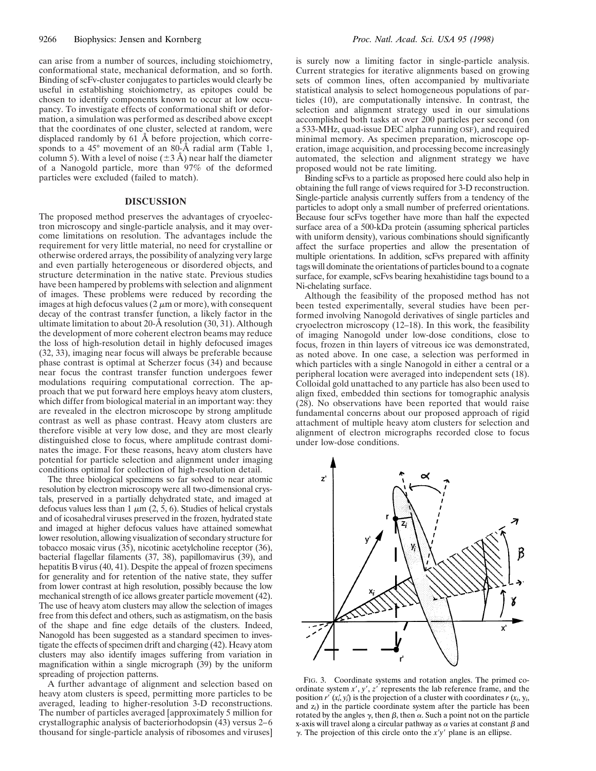can arise from a number of sources, including stoichiometry, conformational state, mechanical deformation, and so forth. Binding of scFv-cluster conjugates to particles would clearly be useful in establishing stoichiometry, as epitopes could be chosen to identify components known to occur at low occupancy. To investigate effects of conformational shift or deformation, a simulation was performed as described above except that the coordinates of one cluster, selected at random, were displaced randomly by 61 Å before projection, which corresponds to a 45° movement of an 80-Å radial arm (Table 1, column 5). With a level of noise (±3 Å) near half the diameter of a Nanogold particle, more than 97% of the deformed particles were excluded (failed to match).

## DISCUSSION

The proposed method preserves the advantages of cryoelectron microscopy and single-particle analysis, and it may overcome limitations on resolution. The advantages include the requirement for very little material, no need for crystalline or otherwise ordered arrays, the possibility of analyzing very large and even partially heterogeneous or disordered objects, and structure determination in the native state. Previous studies have been hampered by problems with selection and alignment of images. These problems were reduced by recording the images at high defocus values (2 $\mu$m or more), with consequent decay of the contrast transfer function, a likely factor in the ultimate limitation to about 20-Å resolution (30, 31). Although the development of more coherent electron beams may reduce the loss of high-resolution detail in highly defocused images (32, 33), imaging near focus will always be preferable because phase contrast is optimal at Scherzer focus (34) and because near focus the contrast transfer function undergoes fewer modulations requiring computational correction. The approach that we put forward here employs heavy atom clusters, which differ from biological material in an important way: they are revealed in the electron microscope by strong amplitude contrast as well as phase contrast. Heavy atom clusters are therefore visible at very low dose, and they are most clearly distinguished close to focus, where amplitude contrast dominates the image. For these reasons, heavy atom clusters have potential for particle selection and alignment under imaging conditions optimal for collection of high-resolution detail.

The three biological specimens so far solved to near atomic resolution by electron microscopy were all two-dimensional crystals, preserved in a partially dehydrated state, and imaged at defocus values less than 1 $\mu$m (2, 5, 6). Studies of helical crystals and of icosahedral viruses preserved in the frozen, hydrated state and imaged at higher defocus values have attained somewhat lower resolution, allowing visualization of secondary structure for tobacco mosaic virus (35), nicotinic acetylcholine receptor (36), bacterial flagellar filaments (37, 38), papillomavirus (39), and hepatitis B virus (40, 41). Despite the appeal of frozen specimens for generality and for retention of the native state, they suffer from lower contrast at high resolution, possibly because the low mechanical strength of ice allows greater particle movement (42). The use of heavy atom clusters may allow the selection of images free from this defect and others, such as astigmatism, on the basis of the shape and fine edge details of the clusters. Indeed, Nanogold has been suggested as a standard specimen to investigate the effects of specimen drift and charging (42). Heavy atom clusters may also identify images suffering from variation in magnification within a single micrograph (39) by the uniform spreading of projection patterns.

A further advantage of alignment and selection based on heavy atom clusters is speed, permitting more particles to be averaged, leading to higher-resolution 3-D reconstructions. The number of particles averaged [approximately 5 million for crystallographic analysis of bacteriorhodopsin (43) versus 2–6 thousand for single-particle analysis of ribosomes and viruses] is surely now a limiting factor in single-particle analysis. Current strategies for iterative alignments based on growing sets of common lines, often accompanied by multivariate statistical analysis to select homogeneous populations of particles (10), are computationally intensive. In contrast, the selection and alignment strategy used in our simulations accomplished both tasks at over 200 particles per second (on a 533-MHz, quad-issue DEC alpha running OSF), and required minimal memory. As specimen preparation, microscope operation, image acquisition, and processing become increasingly automated, the selection and alignment strategy we have proposed would not be rate limiting.

Binding scFvs to a particle as proposed here could also help in obtaining the full range of views required for 3-D reconstruction. Single-particle analysis currently suffers from a tendency of the particles to adopt only a small number of preferred orientations. Because four scFvs together have more than half the expected surface area of a 500-kDa protein (assuming spherical particles with uniform density), various combinations should significantly affect the surface properties and allow the presentation of multiple orientations. In addition, scFvs prepared with affinity tags will dominate the orientations of particles bound to a cognate surface, for example, scFvs bearing hexahistidine tags bound to a Ni-chelating surface.

Although the feasibility of the proposed method has not been tested experimentally, several studies have been performed involving Nanogold derivatives of single particles and cryoelectron microscopy (12–18). In this work, the feasibility of imaging Nanogold under low-dose conditions, close to focus, frozen in thin layers of vitreous ice was demonstrated, as noted above. In one case, a selection was performed in which particles with a single Nanogold in either a central or a peripheral location were averaged into independent sets (18). Colloidal gold unattached to any particle has also been used to align fixed, embedded thin sections for tomographic analysis (28). No observations have been reported that would raise fundamental concerns about our proposed approach of rigid attachment of multiple heavy atom clusters for selection and alignment of electron micrographs recorded close to focus under low-dose conditions.

FIG. 3. Coordinate systems and rotation angles. The primed coordinate system $x'$, $y'$, $z'$ represents the lab reference frame, and the position $r'$ ($x_i'$, $y_i'$) is the projection of a cluster with coordinates $r$ ($x_i$, $y_i$, and $z_i$) in the particle coordinate system after the particle has been rotated by the angles $\gamma$, then $\beta$, then $\alpha$. Such a point not on the particle x-axis will travel along a circular pathway as $\alpha$ varies at constant $\beta$ and $\gamma$. The projection of this circle onto the $x'y'$ plane is an ellipse.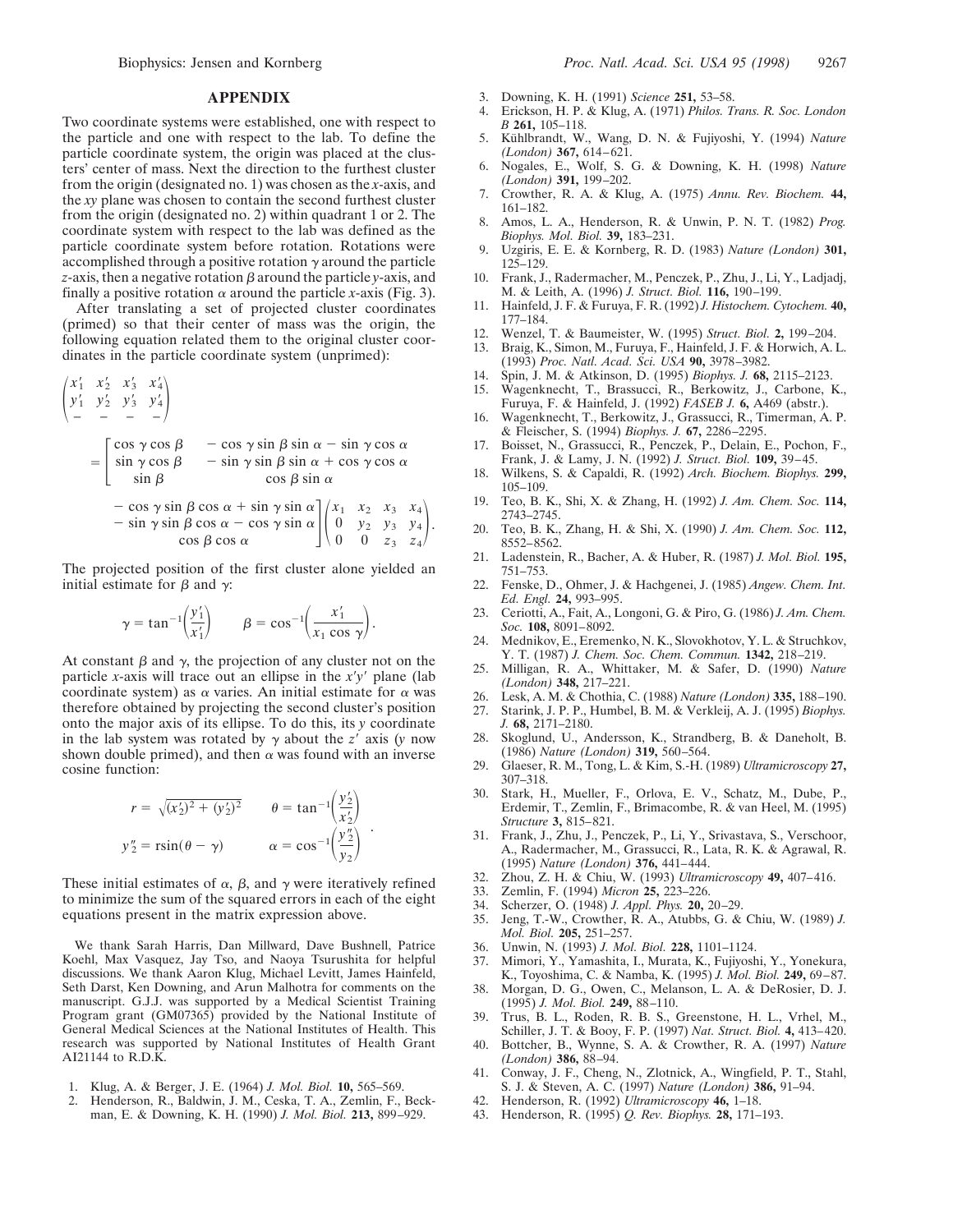## APPENDIX

Two coordinate systems were established, one with respect to the particle and one with respect to the lab. To define the particle coordinate system, the origin was placed at the clusters' center of mass. Next the direction to the furthest cluster from the origin (designated no. 1) was chosen as the $x$-axis, and the $xy$ plane was chosen to contain the second furthest cluster from the origin (designated no. 2) within quadrant 1 or 2. The coordinate system with respect to the lab was defined as the particle coordinate system before rotation. Rotations were accomplished through a positive rotation $\gamma$ around the particle $z$-axis, then a negative rotation $\beta$ around the particle $y$-axis, and finally a positive rotation $\alpha$ around the particle $x$-axis (Fig. 3).

After translating a set of projected cluster coordinates (primed) so that their center of mass was the origin, the following equation related them to the original cluster coordinates in the particle coordinate system (unprimed):

$$\begin{pmatrix} x'_1 & x'_2 & x'_3 & x'_4 \\ y'_1 & y'_2 & y'_3 & y'_4 \\ - & - & - & - \end{pmatrix} = \begin{bmatrix} \cos\gamma\cos\beta & -\cos\gamma\sin\beta\sin\alpha - \sin\gamma\cos\alpha & -\cos\gamma\sin\beta\cos\alpha + \sin\gamma\sin\alpha \\ \sin\gamma\cos\beta & -\sin\gamma\sin\beta\sin\alpha + \cos\gamma\cos\alpha & -\sin\gamma\sin\beta\cos\alpha - \cos\gamma\sin\alpha \\ \sin\beta & \cos\beta\sin\alpha & \cos\beta\cos\alpha \end{bmatrix} \begin{pmatrix} x_1 & x_2 & x_3 & x_4 \\ 0 & y_2 & y_3 & y_4 \\ 0 & 0 & z_3 & z_4 \end{pmatrix}.$$

The projected position of the first cluster alone yielded an initial estimate for $\beta$ and $\gamma$:

$$\gamma = \tan^{-1}\left(\frac{y'_1}{x'_1}\right) \qquad \beta = \cos^{-1}\left(\frac{x'_1}{x_1\cos\gamma}\right).$$

At constant $\beta$ and $\gamma$, the projection of any cluster not on the particle $x$-axis will trace out an ellipse in the $x'y'$ plane (lab coordinate system) as $\alpha$ varies. An initial estimate for $\alpha$ was therefore obtained by projecting the second cluster's position onto the major axis of its ellipse. To do this, its $y$ coordinate in the lab system was rotated by $\gamma$ about the $z'$ axis ($y$ now shown double primed), and then $\alpha$ was found with an inverse cosine function:

$$r = \sqrt{(x'_2)^2 + (y'_2)^2} \qquad \theta = \tan^{-1}\left(\frac{y'_2}{x'_2}\right)$$

$$y''_2 = r\sin(\theta - \gamma) \qquad \alpha = \cos^{-1}\left(\frac{y''_2}{y_2}\right).$$

These initial estimates of $\alpha$, $\beta$, and $\gamma$ were iteratively refined to minimize the sum of the squared errors in each of the eight equations present in the matrix expression above.

We thank Sarah Harris, Dan Millward, Dave Bushnell, Patrice Koehl, Max Vasquez, Jay Tso, and Naoya Tsurushita for helpful discussions. We thank Aaron Klug, Michael Levitt, James Hainfeld, Seth Darst, Ken Downing, and Arun Malhotra for comments on the manuscript. G.J.J. was supported by a Medical Scientist Training Program grant (GM07365) provided by the National Institute of General Medical Sciences at the National Institutes of Health. This research was supported by National Institutes of Health Grant AI21144 to R.D.K.

1. Klug, A. & Berger, J. E. (1964) *J. Mol. Biol.* **10,** 565–569.
2. Henderson, R., Baldwin, J. M., Ceska, T. A., Zemlin, F., Beckman, E. & Downing, K. H. (1990) *J. Mol. Biol.* **213,** 899–929.
3. Downing, K. H. (1991) *Science* **251,** 53–58.
4. Erickson, H. P. & Klug, A. (1971) *Philos. Trans. R. Soc. London B* **261,** 105–118.
5. Kühlbrandt, W., Wang, D. N. & Fujiyoshi, Y. (1994) *Nature (London)* **367,** 614–621.
6. Nogales, E., Wolf, S. G. & Downing, K. H. (1998) *Nature (London)* **391,** 199–202.
7. Crowther, R. A. & Klug, A. (1975) *Annu. Rev. Biochem.* **44,** 161–182.
8. Amos, L. A., Henderson, R. & Unwin, P. N. T. (1982) *Prog. Biophys. Mol. Biol.* **39,** 183–231.
9. Uzgiris, E. E. & Kornberg, R. D. (1983) *Nature (London)* **301,** 125–129.
10. Frank, J., Radermacher, M., Penczek, P., Zhu, J., Li, Y., Ladjadj, M. & Leith, A. (1996) *J. Struct. Biol.* **116,** 190–199.
11. Hainfeld, J. F. & Furuya, F. R. (1992) *J. Histochem. Cytochem.* **40,** 177–184.
12. Wenzel, T. & Baumeister, W. (1995) *Struct. Biol.* **2,** 199–204.
13. Braig, K., Simon, M., Furuya, F., Hainfeld, J. F. & Horwich, A. L. (1993) *Proc. Natl. Acad. Sci. USA* **90,** 3978–3982.
14. Spin, J. M. & Atkinson, D. (1995) *Biophys. J.* **68,** 2115–2123.
15. Wagenknecht, T., Brassucci, R., Berkowitz, J., Carbone, K., Furuya, F. & Hainfeld, J. (1992) *FASEB J.* **6,** A469 (abstr.).
16. Wagenknecht, T., Berkowitz, J., Grassucci, R., Timerman, A. P. & Fleischer, S. (1994) *Biophys. J.* **67,** 2286–2295.
17. Boisset, N., Grassucci, R., Penczek, P., Delain, E., Pochon, F., Frank, J. & Lamy, J. N. (1992) *J. Struct. Biol.* **109,** 39–45.
18. Wilkens, S. & Capaldi, R. (1992) *Arch. Biochem. Biophys.* **299,** 105–109.
19. Teo, B. K., Shi, X. & Zhang, H. (1992) *J. Am. Chem. Soc.* **114,** 2743–2745.
20. Teo, B. K., Zhang, H. & Shi, X. (1990) *J. Am. Chem. Soc.* **112,** 8552–8562.
21. Ladenstein, R., Bacher, A. & Huber, R. (1987) *J. Mol. Biol.* **195,** 751–753.
22. Fenske, D., Ohmer, J. & Hachgenei, J. (1985) *Angew. Chem. Int. Ed. Engl.* **24,** 993–995.
23. Ceriotti, A., Fait, A., Longoni, G. & Piro, G. (1986) *J. Am. Chem. Soc.* **108,** 8091–8092.
24. Mednikov, E., Eremenko, N. K., Slovokhotov, Y. L. & Struchkov, Y. T. (1987) *J. Chem. Soc. Chem. Commun.* **1342,** 218–219.
25. Milligan, R. A., Whittaker, M. & Safer, D. (1990) *Nature (London)* **348,** 217–221.
26. Lesk, A. M. & Chothia, C. (1988) *Nature (London)* **335,** 188–190.
27. Starink, J. P. P., Humbel, B. M. & Verkleij, A. J. (1995) *Biophys. J.* **68,** 2171–2180.
28. Skoglund, U., Andersson, K., Strandberg, B. & Daneholt, B. (1986) *Nature (London)* **319,** 560–564.
29. Glaeser, R. M., Tong, L. & Kim, S.-H. (1989) *Ultramicroscopy* **27,** 307–318.
30. Stark, H., Mueller, F., Orlova, E. V., Schatz, M., Dube, P., Erdemir, T., Zemlin, F., Brimacombe, R. & van Heel, M. (1995) *Structure* **3,** 815–821.
31. Frank, J., Zhu, J., Penczek, P., Li, Y., Srivastava, S., Verschoor, A., Radermacher, M., Grassucci, R., Lata, R. K. & Agrawal, R. (1995) *Nature (London)* **376,** 441–444.
32. Zhou, Z. H. & Chiu, W. (1993) *Ultramicroscopy* **49,** 407–416.
33. Zemlin, F. (1994) *Micron* **25,** 223–226.
34. Scherzer, O. (1948) *J. Appl. Phys.* **20,** 20–29.
35. Jeng, T.-W., Crowther, R. A., Atubbs, G. & Chiu, W. (1989) *J. Mol. Biol.* **205,** 251–257.
36. Unwin, N. (1993) *J. Mol. Biol.* **228,** 1101–1124.
37. Mimori, Y., Yamashita, I., Murata, K., Fujiyoshi, Y., Yonekura, K., Toyoshima, C. & Namba, K. (1995) *J. Mol. Biol.* **249,** 69–87.
38. Morgan, D. G., Owen, C., Melanson, L. A. & DeRosier, D. J. (1995) *J. Mol. Biol.* **249,** 88–110.
39. Trus, B. L., Roden, R. B. S., Greenstone, H. L., Vrhel, M., Schiller, J. T. & Booy, F. P. (1997) *Nat. Struct. Biol.* **4,** 413–420.
40. Bottcher, B., Wynne, S. A. & Crowther, R. A. (1997) *Nature (London)* **386,** 88–94.
41. Conway, J. F., Cheng, N., Zlotnick, A., Wingfield, P. T., Stahl, S. J. & Steven, A. C. (1997) *Nature (London)* **386,** 91–94.
42. Henderson, R. (1992) *Ultramicroscopy* **46,** 1–18.
43. Henderson, R. (1995) *Q. Rev. Biophys.* **28,** 171–193.